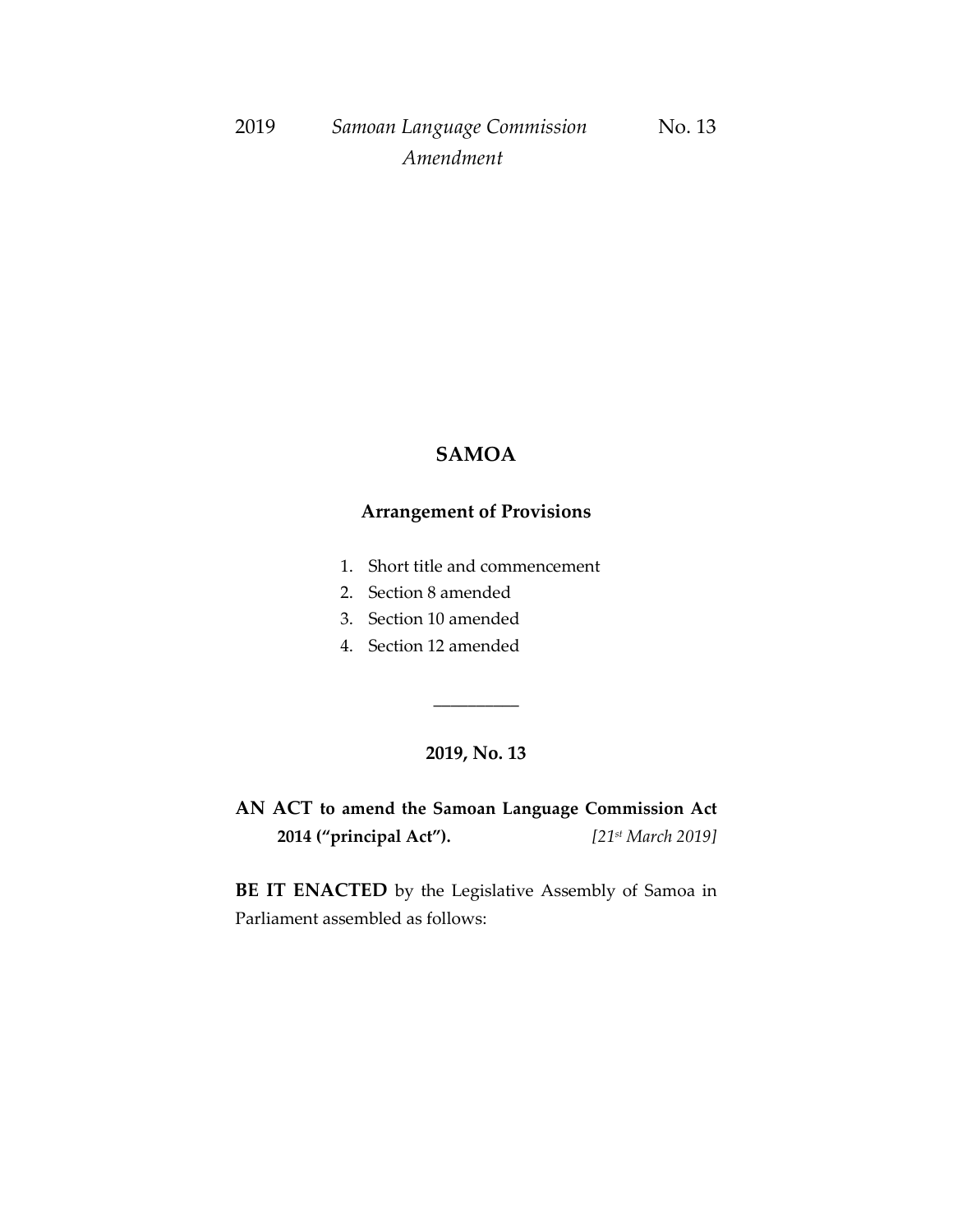2019 *Samoan Language Commission Amendment* No. 13

# SAMOA

## Arrangement of Provisions

1. Short title and commencement
2. Section 8 amended
3. Section 10 amended
4. Section 12 amended

---

## 2019, No. 13

**AN ACT to amend the Samoan Language Commission Act 2014 ("principal Act").** *[21st March 2019]*

**BE IT ENACTED** by the Legislative Assembly of Samoa in Parliament assembled as follows: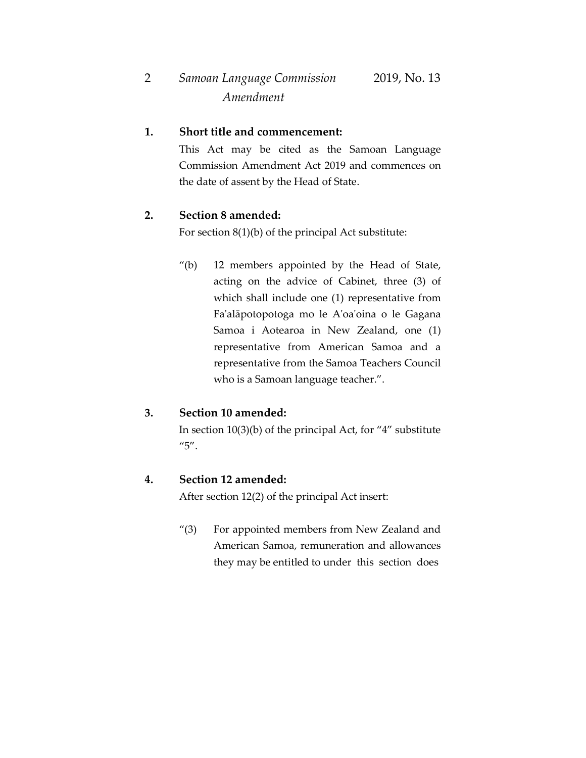**1. Short title and commencement:**

This Act may be cited as the Samoan Language Commission Amendment Act 2019 and commences on the date of assent by the Head of State.

**2. Section 8 amended:**

For section 8(1)(b) of the principal Act substitute:

> "(b) 12 members appointed by the Head of State, acting on the advice of Cabinet, three (3) of which shall include one (1) representative from Fa'alāpotopotoga mo le A'oa'oina o le Gagana Samoa i Aotearoa in New Zealand, one (1) representative from American Samoa and a representative from the Samoa Teachers Council who is a Samoan language teacher.".

**3. Section 10 amended:**

In section 10(3)(b) of the principal Act, for "4" substitute "5".

**4. Section 12 amended:**

After section 12(2) of the principal Act insert:

> "(3) For appointed members from New Zealand and American Samoa, remuneration and allowances they may be entitled to under this section does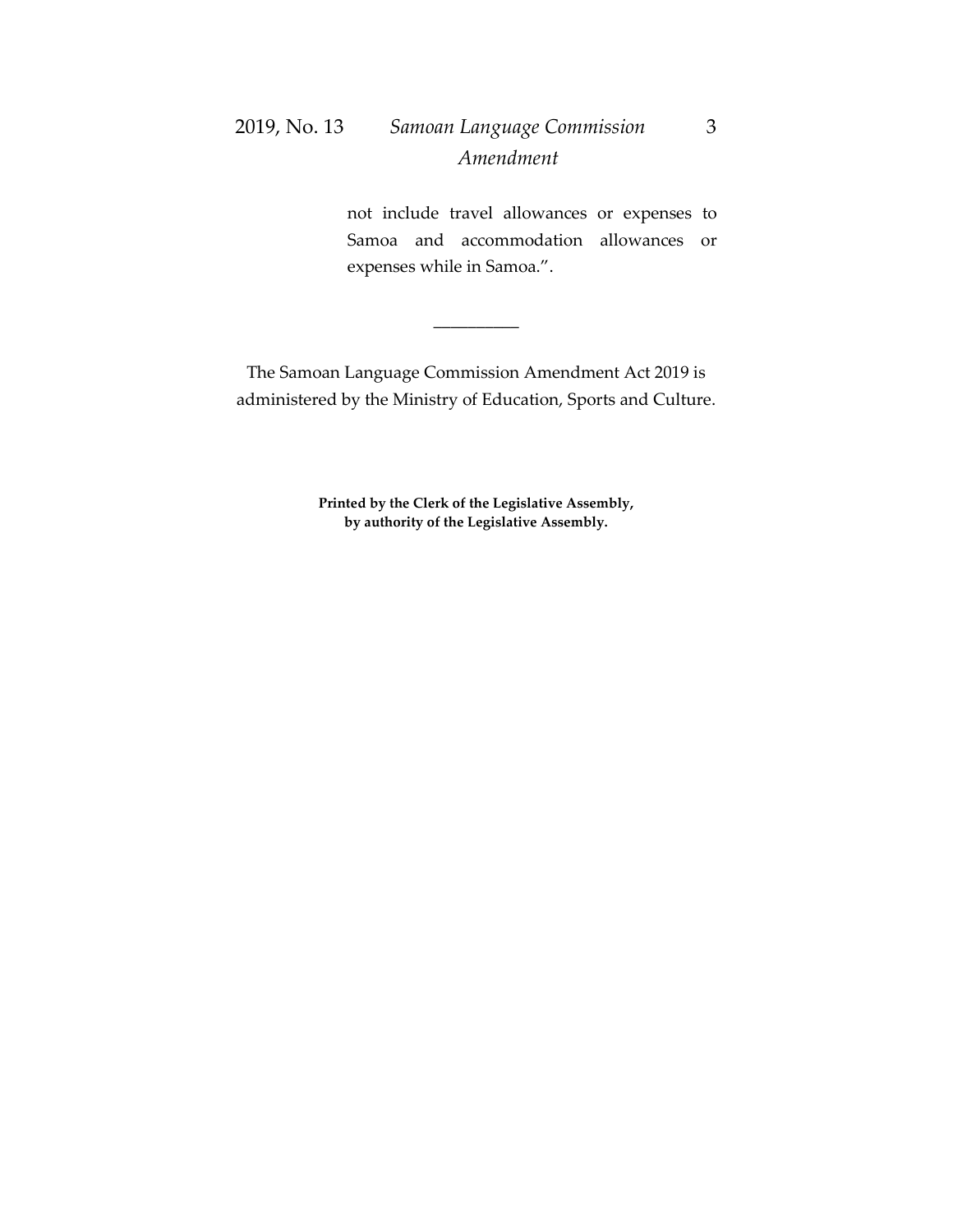not include travel allowances or expenses to Samoa and accommodation allowances or expenses while in Samoa.".

---

The Samoan Language Commission Amendment Act 2019 is administered by the Ministry of Education, Sports and Culture.

**Printed by the Clerk of the Legislative Assembly, by authority of the Legislative Assembly.**